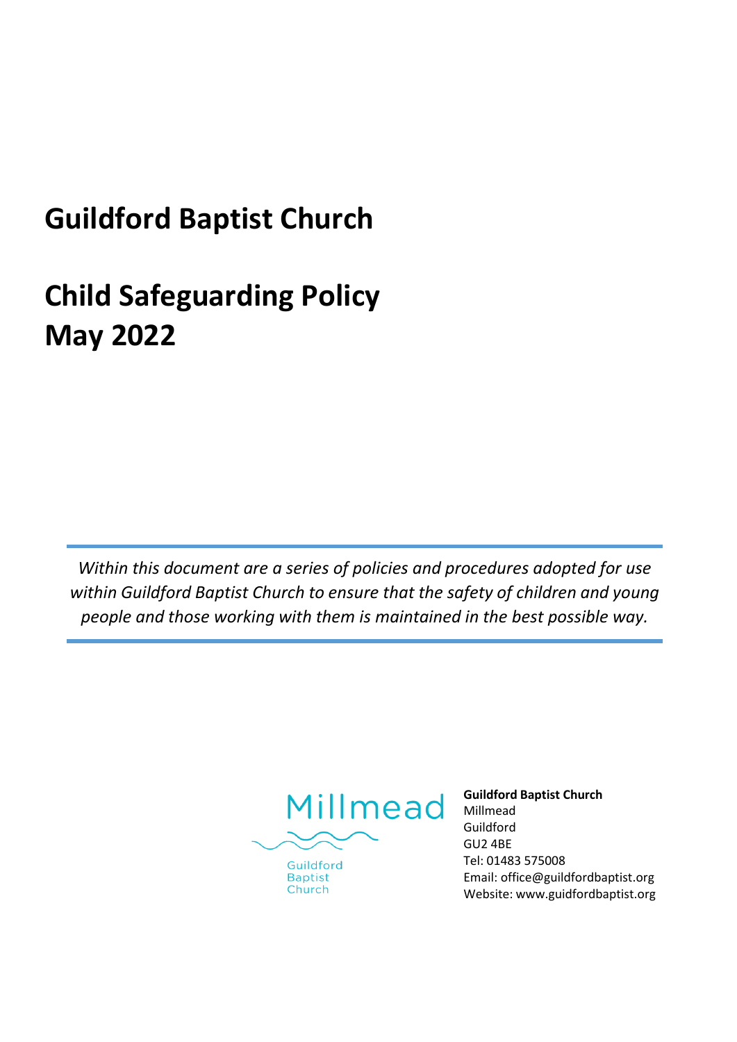# Guildford Baptist Church

# Child Safeguarding Policy May 2022

*Within this document are a series of policies and procedures adopted for use within Guildford Baptist Church to ensure that the safety of children and young people and those working with them is maintained in the best possible way.*

Millmead

Guildford Baptist Church

**Guildford Baptist Church**
Millmead
Guildford
GU2 4BE
Tel: 01483 575008
Email: office@guildfordbaptist.org
Website: www.guidfordbaptist.org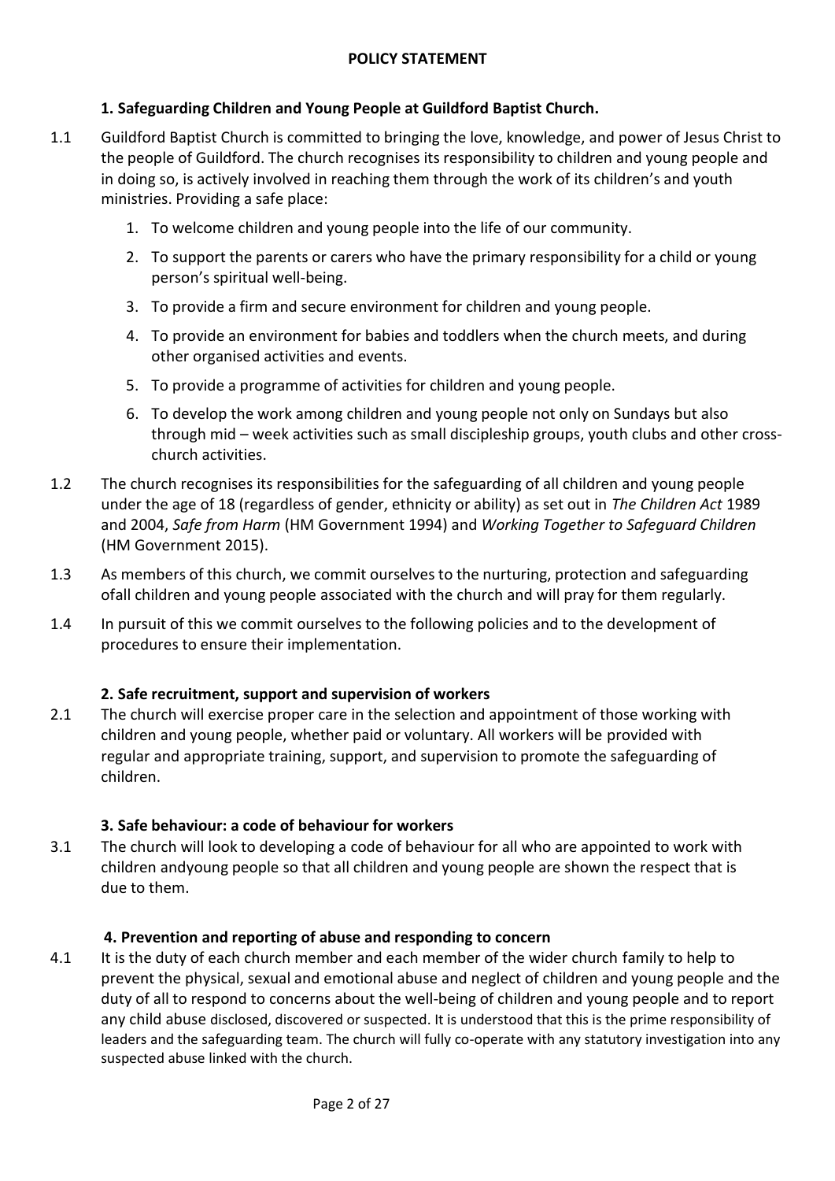**POLICY STATEMENT**

## 1. Safeguarding Children and Young People at Guildford Baptist Church.

1.1 Guildford Baptist Church is committed to bringing the love, knowledge, and power of Jesus Christ to the people of Guildford. The church recognises its responsibility to children and young people and in doing so, is actively involved in reaching them through the work of its children's and youth ministries. Providing a safe place:

1. To welcome children and young people into the life of our community.
2. To support the parents or carers who have the primary responsibility for a child or young person's spiritual well-being.
3. To provide a firm and secure environment for children and young people.
4. To provide an environment for babies and toddlers when the church meets, and during other organised activities and events.
5. To provide a programme of activities for children and young people.
6. To develop the work among children and young people not only on Sundays but also through mid – week activities such as small discipleship groups, youth clubs and other cross-church activities.

1.2 The church recognises its responsibilities for the safeguarding of all children and young people under the age of 18 (regardless of gender, ethnicity or ability) as set out in *The Children Act* 1989 and 2004, *Safe from Harm* (HM Government 1994) and *Working Together to Safeguard Children* (HM Government 2015).

1.3 As members of this church, we commit ourselves to the nurturing, protection and safeguarding ofall children and young people associated with the church and will pray for them regularly.

1.4 In pursuit of this we commit ourselves to the following policies and to the development of procedures to ensure their implementation.

## 2. Safe recruitment, support and supervision of workers

2.1 The church will exercise proper care in the selection and appointment of those working with children and young people, whether paid or voluntary. All workers will be provided with regular and appropriate training, support, and supervision to promote the safeguarding of children.

## 3. Safe behaviour: a code of behaviour for workers

3.1 The church will look to developing a code of behaviour for all who are appointed to work with children andyoung people so that all children and young people are shown the respect that is due to them.

## 4. Prevention and reporting of abuse and responding to concern

4.1 It is the duty of each church member and each member of the wider church family to help to prevent the physical, sexual and emotional abuse and neglect of children and young people and the duty of all to respond to concerns about the well-being of children and young people and to report any child abuse disclosed, discovered or suspected. It is understood that this is the prime responsibility of leaders and the safeguarding team. The church will fully co-operate with any statutory investigation into any suspected abuse linked with the church.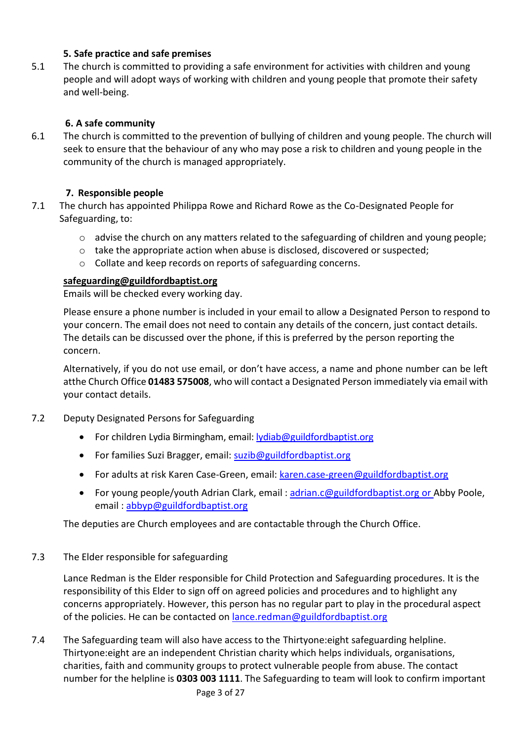### 5. Safe practice and safe premises

5.1 The church is committed to providing a safe environment for activities with children and young people and will adopt ways of working with children and young people that promote their safety and well-being.

### 6. A safe community

6.1 The church is committed to the prevention of bullying of children and young people. The church will seek to ensure that the behaviour of any who may pose a risk to children and young people in the community of the church is managed appropriately.

### 7. Responsible people

7.1 The church has appointed Philippa Rowe and Richard Rowe as the Co-Designated People for Safeguarding, to:

- advise the church on any matters related to the safeguarding of children and young people;
- take the appropriate action when abuse is disclosed, discovered or suspected;
- Collate and keep records on reports of safeguarding concerns.

**safeguarding@guildfordbaptist.org**

Emails will be checked every working day.

Please ensure a phone number is included in your email to allow a Designated Person to respond to your concern. The email does not need to contain any details of the concern, just contact details. The details can be discussed over the phone, if this is preferred by the person reporting the concern.

Alternatively, if you do not use email, or don't have access, a name and phone number can be left atthe Church Office **01483 575008**, who will contact a Designated Person immediately via email with your contact details.

7.2 Deputy Designated Persons for Safeguarding

- For children Lydia Birmingham, email: lydiab@guildfordbaptist.org
- For families Suzi Bragger, email: suzib@guildfordbaptist.org
- For adults at risk Karen Case-Green, email: karen.case-green@guildfordbaptist.org
- For young people/youth Adrian Clark, email : adrian.c@guildfordbaptist.org or Abby Poole, email : abbyp@guildfordbaptist.org

The deputies are Church employees and are contactable through the Church Office.

7.3 The Elder responsible for safeguarding

Lance Redman is the Elder responsible for Child Protection and Safeguarding procedures. It is the responsibility of this Elder to sign off on agreed policies and procedures and to highlight any concerns appropriately. However, this person has no regular part to play in the procedural aspect of the policies. He can be contacted on lance.redman@guildfordbaptist.org

7.4 The Safeguarding team will also have access to the Thirtyone:eight safeguarding helpline. Thirtyone:eight are an independent Christian charity which helps individuals, organisations, charities, faith and community groups to protect vulnerable people from abuse. The contact number for the helpline is **0303 003 1111**. The Safeguarding to team will look to confirm important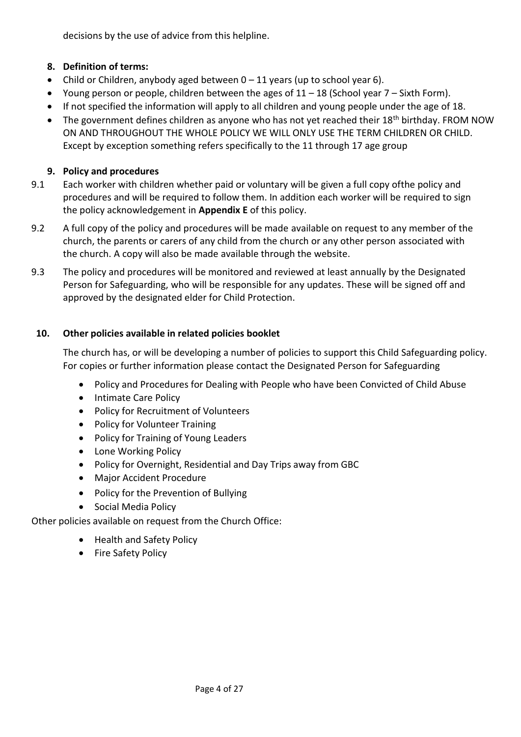decisions by the use of advice from this helpline.

## 8. Definition of terms:

- Child or Children, anybody aged between 0 – 11 years (up to school year 6).
- Young person or people, children between the ages of 11 – 18 (School year 7 – Sixth Form).
- If not specified the information will apply to all children and young people under the age of 18.
- The government defines children as anyone who has not yet reached their 18th birthday. FROM NOW ON AND THROUGHOUT THE WHOLE POLICY WE WILL ONLY USE THE TERM CHILDREN OR CHILD. Except by exception something refers specifically to the 11 through 17 age group

## 9. Policy and procedures

9.1 Each worker with children whether paid or voluntary will be given a full copy ofthe policy and procedures and will be required to follow them. In addition each worker will be required to sign the policy acknowledgement in **Appendix E** of this policy.

9.2 A full copy of the policy and procedures will be made available on request to any member of the church, the parents or carers of any child from the church or any other person associated with the church. A copy will also be made available through the website.

9.3 The policy and procedures will be monitored and reviewed at least annually by the Designated Person for Safeguarding, who will be responsible for any updates. These will be signed off and approved by the designated elder for Child Protection.

## 10. Other policies available in related policies booklet

The church has, or will be developing a number of policies to support this Child Safeguarding policy. For copies or further information please contact the Designated Person for Safeguarding

- Policy and Procedures for Dealing with People who have been Convicted of Child Abuse
- Intimate Care Policy
- Policy for Recruitment of Volunteers
- Policy for Volunteer Training
- Policy for Training of Young Leaders
- Lone Working Policy
- Policy for Overnight, Residential and Day Trips away from GBC
- Major Accident Procedure
- Policy for the Prevention of Bullying
- Social Media Policy

Other policies available on request from the Church Office:

- Health and Safety Policy
- Fire Safety Policy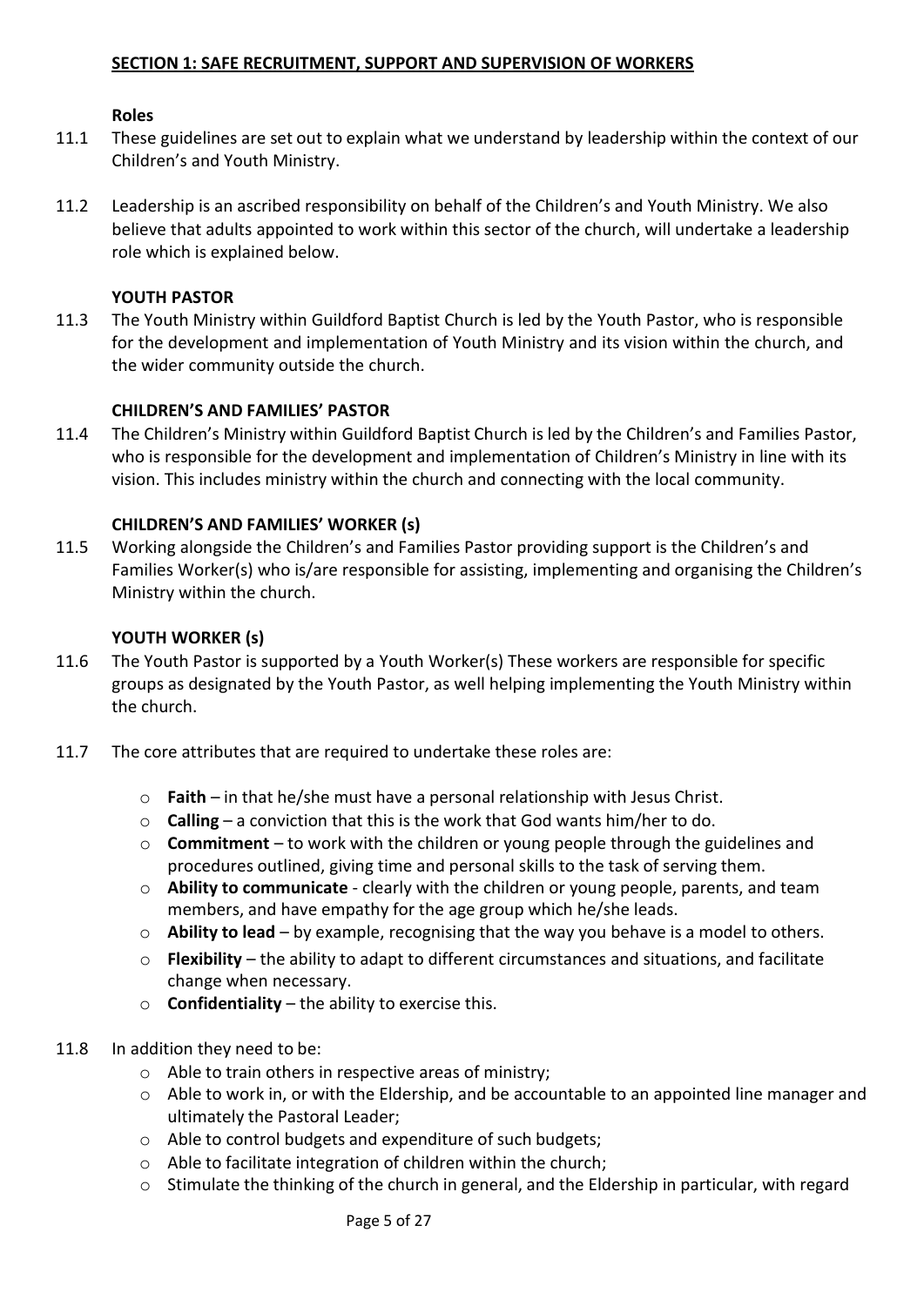## SECTION 1: SAFE RECRUITMENT, SUPPORT AND SUPERVISION OF WORKERS

### Roles

11.1 These guidelines are set out to explain what we understand by leadership within the context of our Children's and Youth Ministry.

11.2 Leadership is an ascribed responsibility on behalf of the Children's and Youth Ministry. We also believe that adults appointed to work within this sector of the church, will undertake a leadership role which is explained below.

### YOUTH PASTOR

11.3 The Youth Ministry within Guildford Baptist Church is led by the Youth Pastor, who is responsible for the development and implementation of Youth Ministry and its vision within the church, and the wider community outside the church.

### CHILDREN'S AND FAMILIES' PASTOR

11.4 The Children's Ministry within Guildford Baptist Church is led by the Children's and Families Pastor, who is responsible for the development and implementation of Children's Ministry in line with its vision. This includes ministry within the church and connecting with the local community.

### CHILDREN'S AND FAMILIES' WORKER (s)

11.5 Working alongside the Children's and Families Pastor providing support is the Children's and Families Worker(s) who is/are responsible for assisting, implementing and organising the Children's Ministry within the church.

### YOUTH WORKER (s)

11.6 The Youth Pastor is supported by a Youth Worker(s) These workers are responsible for specific groups as designated by the Youth Pastor, as well helping implementing the Youth Ministry within the church.

11.7 The core attributes that are required to undertake these roles are:

- **Faith** – in that he/she must have a personal relationship with Jesus Christ.
- **Calling** – a conviction that this is the work that God wants him/her to do.
- **Commitment** – to work with the children or young people through the guidelines and procedures outlined, giving time and personal skills to the task of serving them.
- **Ability to communicate** - clearly with the children or young people, parents, and team members, and have empathy for the age group which he/she leads.
- **Ability to lead** – by example, recognising that the way you behave is a model to others.
- **Flexibility** – the ability to adapt to different circumstances and situations, and facilitate change when necessary.
- **Confidentiality** – the ability to exercise this.

11.8 In addition they need to be:

- Able to train others in respective areas of ministry;
- Able to work in, or with the Eldership, and be accountable to an appointed line manager and ultimately the Pastoral Leader;
- Able to control budgets and expenditure of such budgets;
- Able to facilitate integration of children within the church;
- Stimulate the thinking of the church in general, and the Eldership in particular, with regard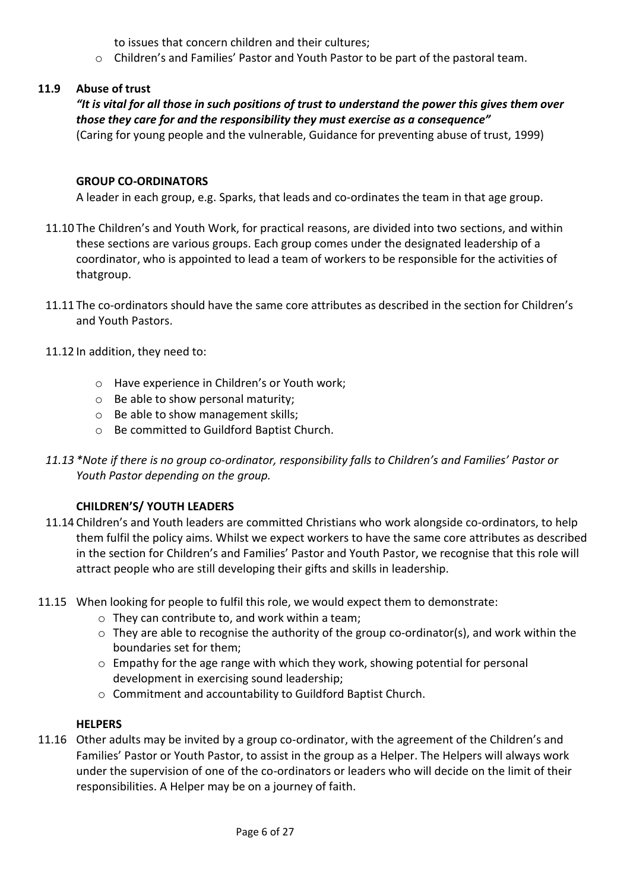to issues that concern children and their cultures;

- Children's and Families' Pastor and Youth Pastor to be part of the pastoral team.

### 11.9 Abuse of trust

***"It is vital for all those in such positions of trust to understand the power this gives them over those they care for and the responsibility they must exercise as a consequence"***
(Caring for young people and the vulnerable, Guidance for preventing abuse of trust, 1999)

**GROUP CO-ORDINATORS**

A leader in each group, e.g. Sparks, that leads and co-ordinates the team in that age group.

11.10 The Children's and Youth Work, for practical reasons, are divided into two sections, and within these sections are various groups. Each group comes under the designated leadership of a coordinator, who is appointed to lead a team of workers to be responsible for the activities of thatgroup.

11.11 The co-ordinators should have the same core attributes as described in the section for Children's and Youth Pastors.

11.12 In addition, they need to:

- Have experience in Children's or Youth work;
- Be able to show personal maturity;
- Be able to show management skills;
- Be committed to Guildford Baptist Church.

*11.13 *Note if there is no group co-ordinator, responsibility falls to Children's and Families' Pastor or Youth Pastor depending on the group.*

**CHILDREN'S/ YOUTH LEADERS**

11.14 Children's and Youth leaders are committed Christians who work alongside co-ordinators, to help them fulfil the policy aims. Whilst we expect workers to have the same core attributes as described in the section for Children's and Families' Pastor and Youth Pastor, we recognise that this role will attract people who are still developing their gifts and skills in leadership.

11.15 When looking for people to fulfil this role, we would expect them to demonstrate:

- They can contribute to, and work within a team;
- They are able to recognise the authority of the group co-ordinator(s), and work within the boundaries set for them;
- Empathy for the age range with which they work, showing potential for personal development in exercising sound leadership;
- Commitment and accountability to Guildford Baptist Church.

**HELPERS**

11.16 Other adults may be invited by a group co-ordinator, with the agreement of the Children's and Families' Pastor or Youth Pastor, to assist in the group as a Helper. The Helpers will always work under the supervision of one of the co-ordinators or leaders who will decide on the limit of their responsibilities. A Helper may be on a journey of faith.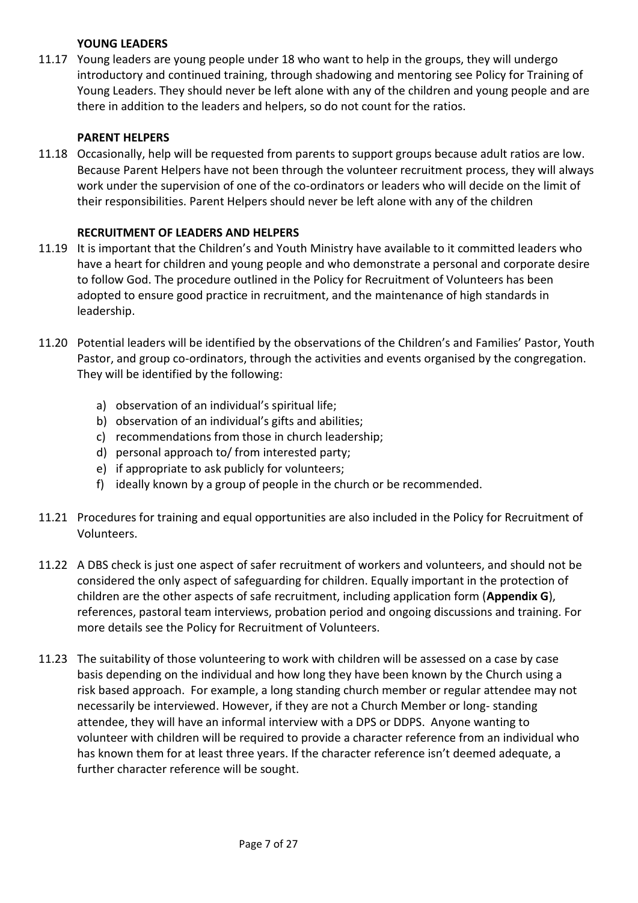**YOUNG LEADERS**

11.17 Young leaders are young people under 18 who want to help in the groups, they will undergo introductory and continued training, through shadowing and mentoring see Policy for Training of Young Leaders. They should never be left alone with any of the children and young people and are there in addition to the leaders and helpers, so do not count for the ratios.

**PARENT HELPERS**

11.18 Occasionally, help will be requested from parents to support groups because adult ratios are low. Because Parent Helpers have not been through the volunteer recruitment process, they will always work under the supervision of one of the co-ordinators or leaders who will decide on the limit of their responsibilities. Parent Helpers should never be left alone with any of the children

**RECRUITMENT OF LEADERS AND HELPERS**

11.19 It is important that the Children's and Youth Ministry have available to it committed leaders who have a heart for children and young people and who demonstrate a personal and corporate desire to follow God. The procedure outlined in the Policy for Recruitment of Volunteers has been adopted to ensure good practice in recruitment, and the maintenance of high standards in leadership.

11.20 Potential leaders will be identified by the observations of the Children's and Families' Pastor, Youth Pastor, and group co-ordinators, through the activities and events organised by the congregation. They will be identified by the following:

a) observation of an individual's spiritual life;
b) observation of an individual's gifts and abilities;
c) recommendations from those in church leadership;
d) personal approach to/ from interested party;
e) if appropriate to ask publicly for volunteers;
f) ideally known by a group of people in the church or be recommended.

11.21 Procedures for training and equal opportunities are also included in the Policy for Recruitment of Volunteers.

11.22 A DBS check is just one aspect of safer recruitment of workers and volunteers, and should not be considered the only aspect of safeguarding for children. Equally important in the protection of children are the other aspects of safe recruitment, including application form (**Appendix G**), references, pastoral team interviews, probation period and ongoing discussions and training. For more details see the Policy for Recruitment of Volunteers.

11.23 The suitability of those volunteering to work with children will be assessed on a case by case basis depending on the individual and how long they have been known by the Church using a risk based approach. For example, a long standing church member or regular attendee may not necessarily be interviewed. However, if they are not a Church Member or long- standing attendee, they will have an informal interview with a DPS or DDPS. Anyone wanting to volunteer with children will be required to provide a character reference from an individual who has known them for at least three years. If the character reference isn't deemed adequate, a further character reference will be sought.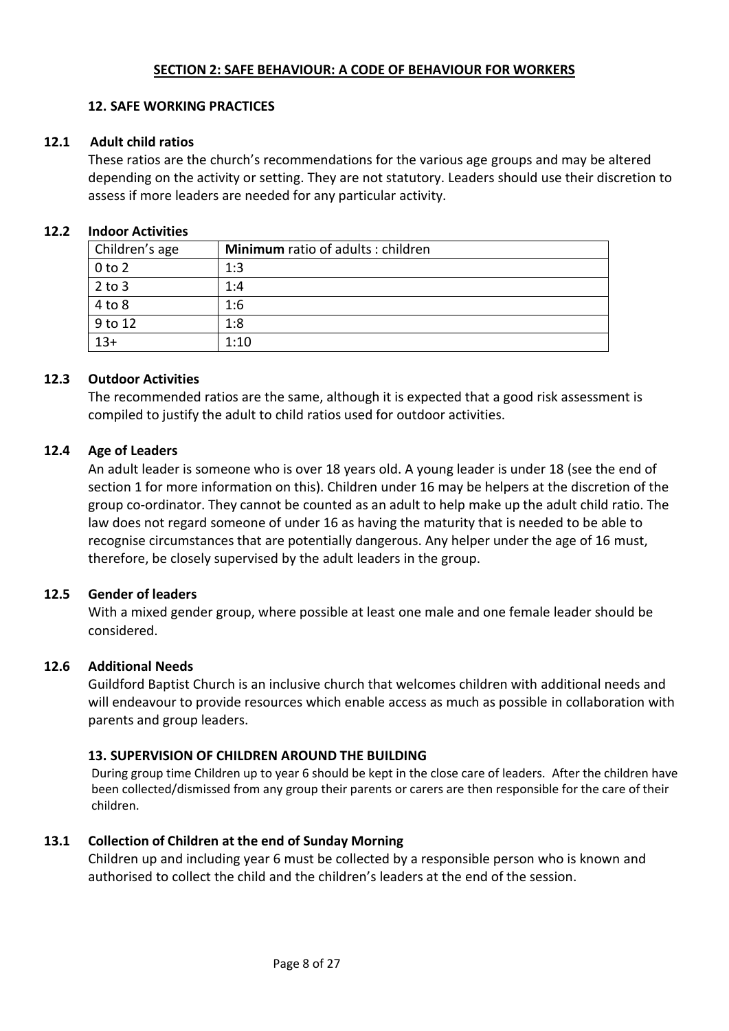## SECTION 2: SAFE BEHAVIOUR: A CODE OF BEHAVIOUR FOR WORKERS

### 12. SAFE WORKING PRACTICES

#### 12.1 Adult child ratios

These ratios are the church's recommendations for the various age groups and may be altered depending on the activity or setting. They are not statutory. Leaders should use their discretion to assess if more leaders are needed for any particular activity.

#### 12.2 Indoor Activities

| Children's age | **Minimum** ratio of adults : children |
|---|---|
| 0 to 2 | 1:3 |
| 2 to 3 | 1:4 |
| 4 to 8 | 1:6 |
| 9 to 12 | 1:8 |
| 13+ | 1:10 |

#### 12.3 Outdoor Activities

The recommended ratios are the same, although it is expected that a good risk assessment is compiled to justify the adult to child ratios used for outdoor activities.

#### 12.4 Age of Leaders

An adult leader is someone who is over 18 years old. A young leader is under 18 (see the end of section 1 for more information on this). Children under 16 may be helpers at the discretion of the group co-ordinator. They cannot be counted as an adult to help make up the adult child ratio. The law does not regard someone of under 16 as having the maturity that is needed to be able to recognise circumstances that are potentially dangerous. Any helper under the age of 16 must, therefore, be closely supervised by the adult leaders in the group.

#### 12.5 Gender of leaders

With a mixed gender group, where possible at least one male and one female leader should be considered.

#### 12.6 Additional Needs

Guildford Baptist Church is an inclusive church that welcomes children with additional needs and will endeavour to provide resources which enable access as much as possible in collaboration with parents and group leaders.

### 13. SUPERVISION OF CHILDREN AROUND THE BUILDING

During group time Children up to year 6 should be kept in the close care of leaders. After the children have been collected/dismissed from any group their parents or carers are then responsible for the care of their children.

#### 13.1 Collection of Children at the end of Sunday Morning

Children up and including year 6 must be collected by a responsible person who is known and authorised to collect the child and the children's leaders at the end of the session.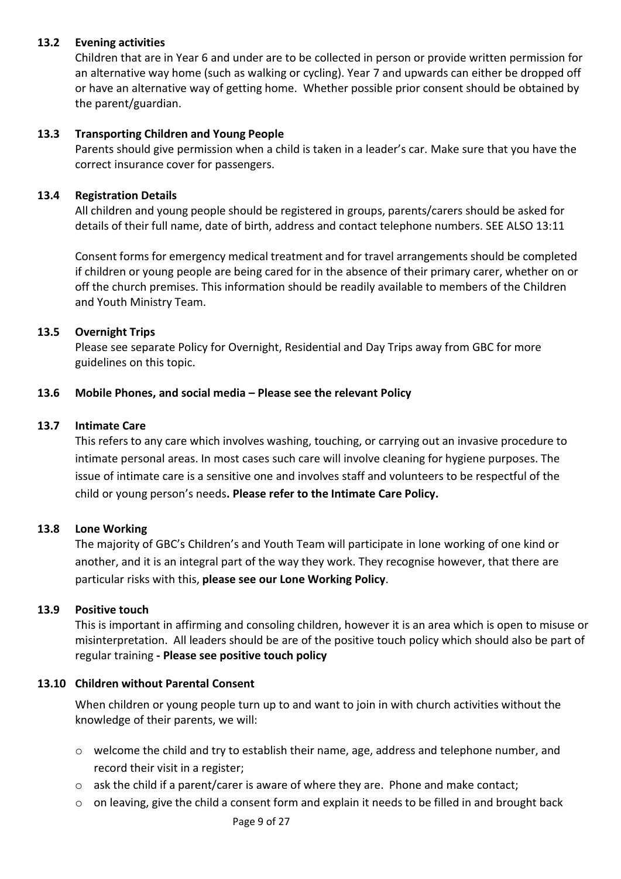### 13.2 Evening activities

Children that are in Year 6 and under are to be collected in person or provide written permission for an alternative way home (such as walking or cycling). Year 7 and upwards can either be dropped off or have an alternative way of getting home. Whether possible prior consent should be obtained by the parent/guardian.

### 13.3 Transporting Children and Young People

Parents should give permission when a child is taken in a leader's car. Make sure that you have the correct insurance cover for passengers.

### 13.4 Registration Details

All children and young people should be registered in groups, parents/carers should be asked for details of their full name, date of birth, address and contact telephone numbers. SEE ALSO 13:11

Consent forms for emergency medical treatment and for travel arrangements should be completed if children or young people are being cared for in the absence of their primary carer, whether on or off the church premises. This information should be readily available to members of the Children and Youth Ministry Team.

### 13.5 Overnight Trips

Please see separate Policy for Overnight, Residential and Day Trips away from GBC for more guidelines on this topic.

### 13.6 Mobile Phones, and social media – Please see the relevant Policy

### 13.7 Intimate Care

This refers to any care which involves washing, touching, or carrying out an invasive procedure to intimate personal areas. In most cases such care will involve cleaning for hygiene purposes. The issue of intimate care is a sensitive one and involves staff and volunteers to be respectful of the child or young person's needs**. Please refer to the Intimate Care Policy.**

### 13.8 Lone Working

The majority of GBC's Children's and Youth Team will participate in lone working of one kind or another, and it is an integral part of the way they work. They recognise however, that there are particular risks with this, **please see our Lone Working Policy**.

### 13.9 Positive touch

This is important in affirming and consoling children, however it is an area which is open to misuse or misinterpretation. All leaders should be are of the positive touch policy which should also be part of regular training **- Please see positive touch policy**

### 13.10 Children without Parental Consent

When children or young people turn up to and want to join in with church activities without the knowledge of their parents, we will:

- welcome the child and try to establish their name, age, address and telephone number, and record their visit in a register;
- ask the child if a parent/carer is aware of where they are. Phone and make contact;
- on leaving, give the child a consent form and explain it needs to be filled in and brought back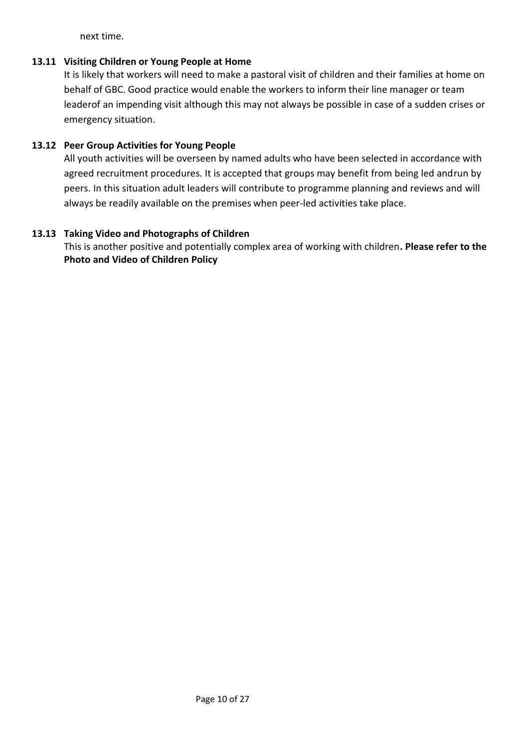next time.

### 13.11 Visiting Children or Young People at Home

It is likely that workers will need to make a pastoral visit of children and their families at home on behalf of GBC. Good practice would enable the workers to inform their line manager or team leaderof an impending visit although this may not always be possible in case of a sudden crises or emergency situation.

### 13.12 Peer Group Activities for Young People

All youth activities will be overseen by named adults who have been selected in accordance with agreed recruitment procedures. It is accepted that groups may benefit from being led andrun by peers. In this situation adult leaders will contribute to programme planning and reviews and will always be readily available on the premises when peer-led activities take place.

### 13.13 Taking Video and Photographs of Children

This is another positive and potentially complex area of working with children**. Please refer to the Photo and Video of Children Policy**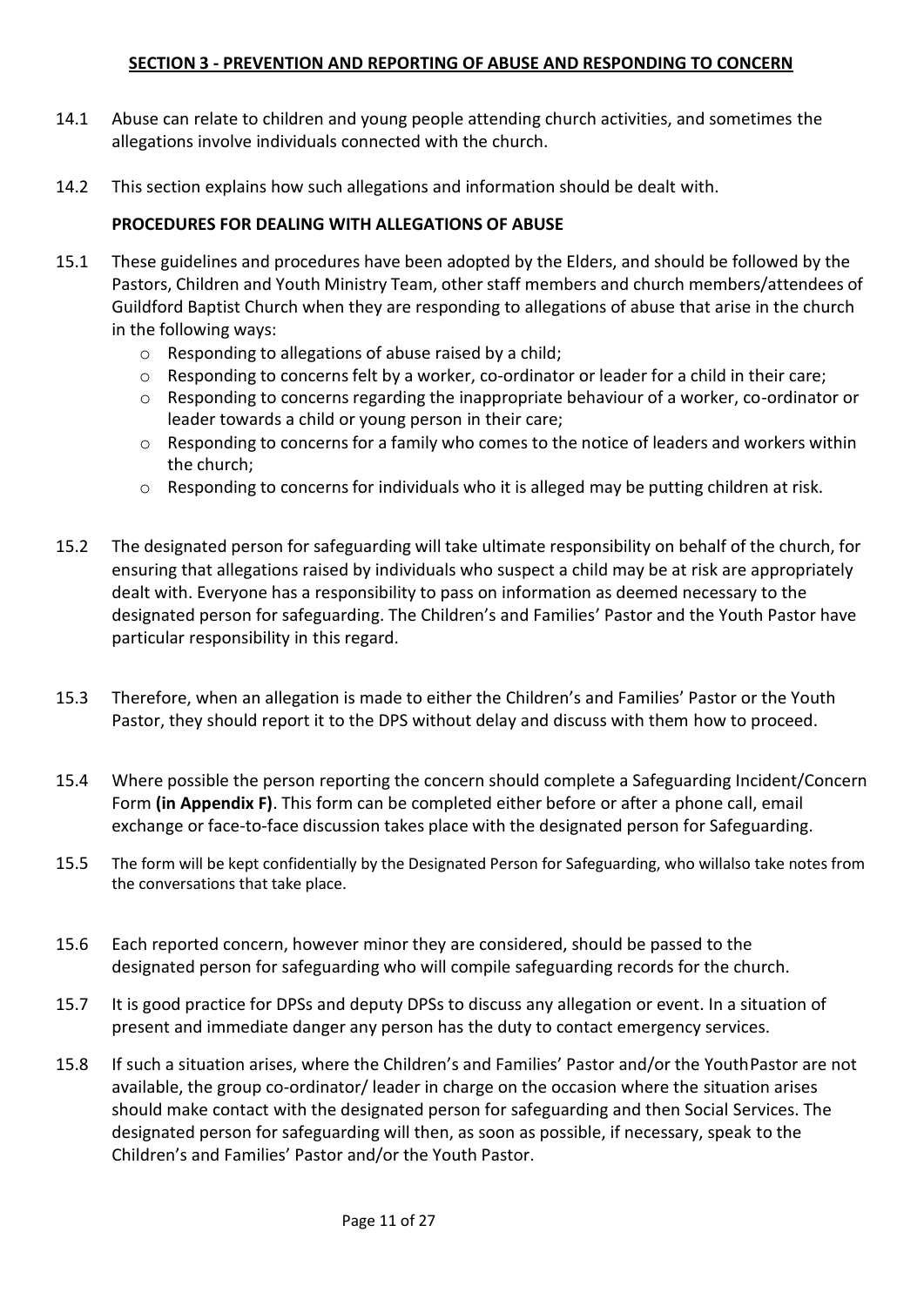## SECTION 3 - PREVENTION AND REPORTING OF ABUSE AND RESPONDING TO CONCERN

14.1 Abuse can relate to children and young people attending church activities, and sometimes the allegations involve individuals connected with the church.

14.2 This section explains how such allegations and information should be dealt with.

### PROCEDURES FOR DEALING WITH ALLEGATIONS OF ABUSE

15.1 These guidelines and procedures have been adopted by the Elders, and should be followed by the Pastors, Children and Youth Ministry Team, other staff members and church members/attendees of Guildford Baptist Church when they are responding to allegations of abuse that arise in the church in the following ways:

- Responding to allegations of abuse raised by a child;
- Responding to concerns felt by a worker, co-ordinator or leader for a child in their care;
- Responding to concerns regarding the inappropriate behaviour of a worker, co-ordinator or leader towards a child or young person in their care;
- Responding to concerns for a family who comes to the notice of leaders and workers within the church;
- Responding to concerns for individuals who it is alleged may be putting children at risk.

15.2 The designated person for safeguarding will take ultimate responsibility on behalf of the church, for ensuring that allegations raised by individuals who suspect a child may be at risk are appropriately dealt with. Everyone has a responsibility to pass on information as deemed necessary to the designated person for safeguarding. The Children's and Families' Pastor and the Youth Pastor have particular responsibility in this regard.

15.3 Therefore, when an allegation is made to either the Children's and Families' Pastor or the Youth Pastor, they should report it to the DPS without delay and discuss with them how to proceed.

15.4 Where possible the person reporting the concern should complete a Safeguarding Incident/Concern Form **(in Appendix F)**. This form can be completed either before or after a phone call, email exchange or face-to-face discussion takes place with the designated person for Safeguarding.

15.5 The form will be kept confidentially by the Designated Person for Safeguarding, who willalso take notes from the conversations that take place.

15.6 Each reported concern, however minor they are considered, should be passed to the designated person for safeguarding who will compile safeguarding records for the church.

15.7 It is good practice for DPSs and deputy DPSs to discuss any allegation or event. In a situation of present and immediate danger any person has the duty to contact emergency services.

15.8 If such a situation arises, where the Children's and Families' Pastor and/or the YouthPastor are not available, the group co-ordinator/ leader in charge on the occasion where the situation arises should make contact with the designated person for safeguarding and then Social Services. The designated person for safeguarding will then, as soon as possible, if necessary, speak to the Children's and Families' Pastor and/or the Youth Pastor.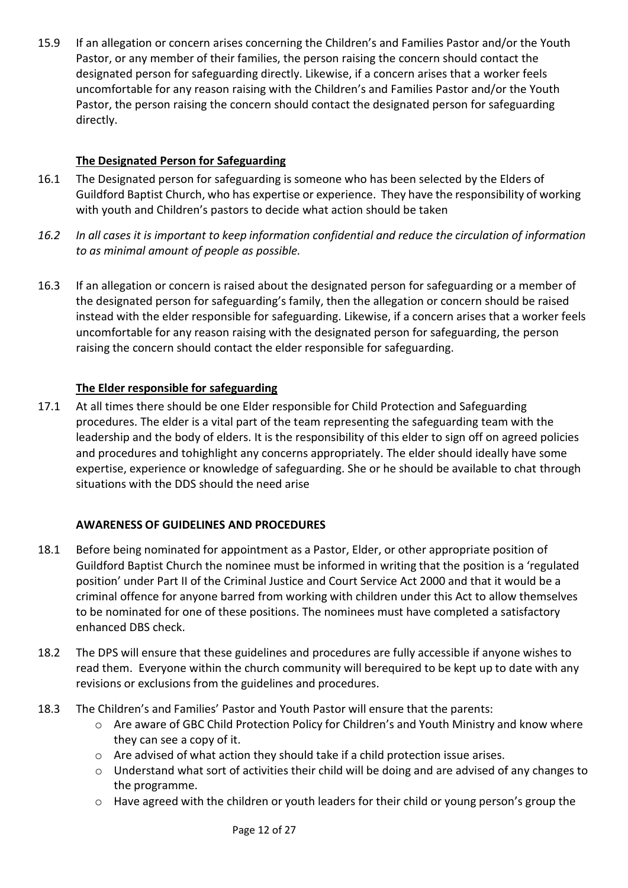15.9 If an allegation or concern arises concerning the Children's and Families Pastor and/or the Youth Pastor, or any member of their families, the person raising the concern should contact the designated person for safeguarding directly. Likewise, if a concern arises that a worker feels uncomfortable for any reason raising with the Children's and Families Pastor and/or the Youth Pastor, the person raising the concern should contact the designated person for safeguarding directly.

**The Designated Person for Safeguarding**

16.1 The Designated person for safeguarding is someone who has been selected by the Elders of Guildford Baptist Church, who has expertise or experience. They have the responsibility of working with youth and Children's pastors to decide what action should be taken

*16.2 In all cases it is important to keep information confidential and reduce the circulation of information to as minimal amount of people as possible.*

16.3 If an allegation or concern is raised about the designated person for safeguarding or a member of the designated person for safeguarding's family, then the allegation or concern should be raised instead with the elder responsible for safeguarding. Likewise, if a concern arises that a worker feels uncomfortable for any reason raising with the designated person for safeguarding, the person raising the concern should contact the elder responsible for safeguarding.

**The Elder responsible for safeguarding**

17.1 At all times there should be one Elder responsible for Child Protection and Safeguarding procedures. The elder is a vital part of the team representing the safeguarding team with the leadership and the body of elders. It is the responsibility of this elder to sign off on agreed policies and procedures and tohighlight any concerns appropriately. The elder should ideally have some expertise, experience or knowledge of safeguarding. She or he should be available to chat through situations with the DDS should the need arise

**AWARENESS OF GUIDELINES AND PROCEDURES**

18.1 Before being nominated for appointment as a Pastor, Elder, or other appropriate position of Guildford Baptist Church the nominee must be informed in writing that the position is a 'regulated position' under Part II of the Criminal Justice and Court Service Act 2000 and that it would be a criminal offence for anyone barred from working with children under this Act to allow themselves to be nominated for one of these positions. The nominees must have completed a satisfactory enhanced DBS check.

18.2 The DPS will ensure that these guidelines and procedures are fully accessible if anyone wishes to read them. Everyone within the church community will berequired to be kept up to date with any revisions or exclusions from the guidelines and procedures.

18.3 The Children's and Families' Pastor and Youth Pastor will ensure that the parents:

- Are aware of GBC Child Protection Policy for Children's and Youth Ministry and know where they can see a copy of it.
- Are advised of what action they should take if a child protection issue arises.
- Understand what sort of activities their child will be doing and are advised of any changes to the programme.
- Have agreed with the children or youth leaders for their child or young person's group the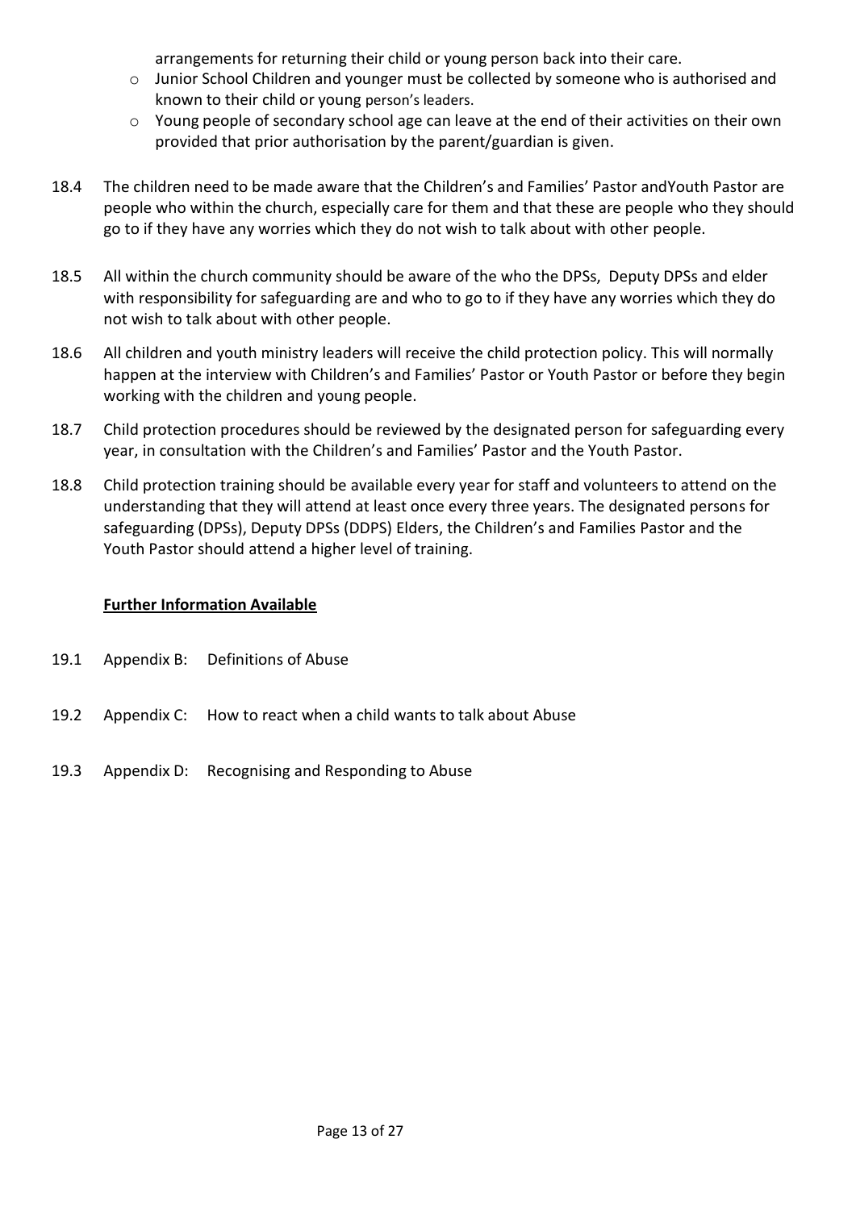arrangements for returning their child or young person back into their care.

- Junior School Children and younger must be collected by someone who is authorised and known to their child or young person's leaders.
- Young people of secondary school age can leave at the end of their activities on their own provided that prior authorisation by the parent/guardian is given.

18.4 The children need to be made aware that the Children's and Families' Pastor andYouth Pastor are people who within the church, especially care for them and that these are people who they should go to if they have any worries which they do not wish to talk about with other people.

18.5 All within the church community should be aware of the who the DPSs, Deputy DPSs and elder with responsibility for safeguarding are and who to go to if they have any worries which they do not wish to talk about with other people.

18.6 All children and youth ministry leaders will receive the child protection policy. This will normally happen at the interview with Children's and Families' Pastor or Youth Pastor or before they begin working with the children and young people.

18.7 Child protection procedures should be reviewed by the designated person for safeguarding every year, in consultation with the Children's and Families' Pastor and the Youth Pastor.

18.8 Child protection training should be available every year for staff and volunteers to attend on the understanding that they will attend at least once every three years. The designated persons for safeguarding (DPSs), Deputy DPSs (DDPS) Elders, the Children's and Families Pastor and the Youth Pastor should attend a higher level of training.

**Further Information Available**

19.1 Appendix B: Definitions of Abuse

19.2 Appendix C: How to react when a child wants to talk about Abuse

19.3 Appendix D: Recognising and Responding to Abuse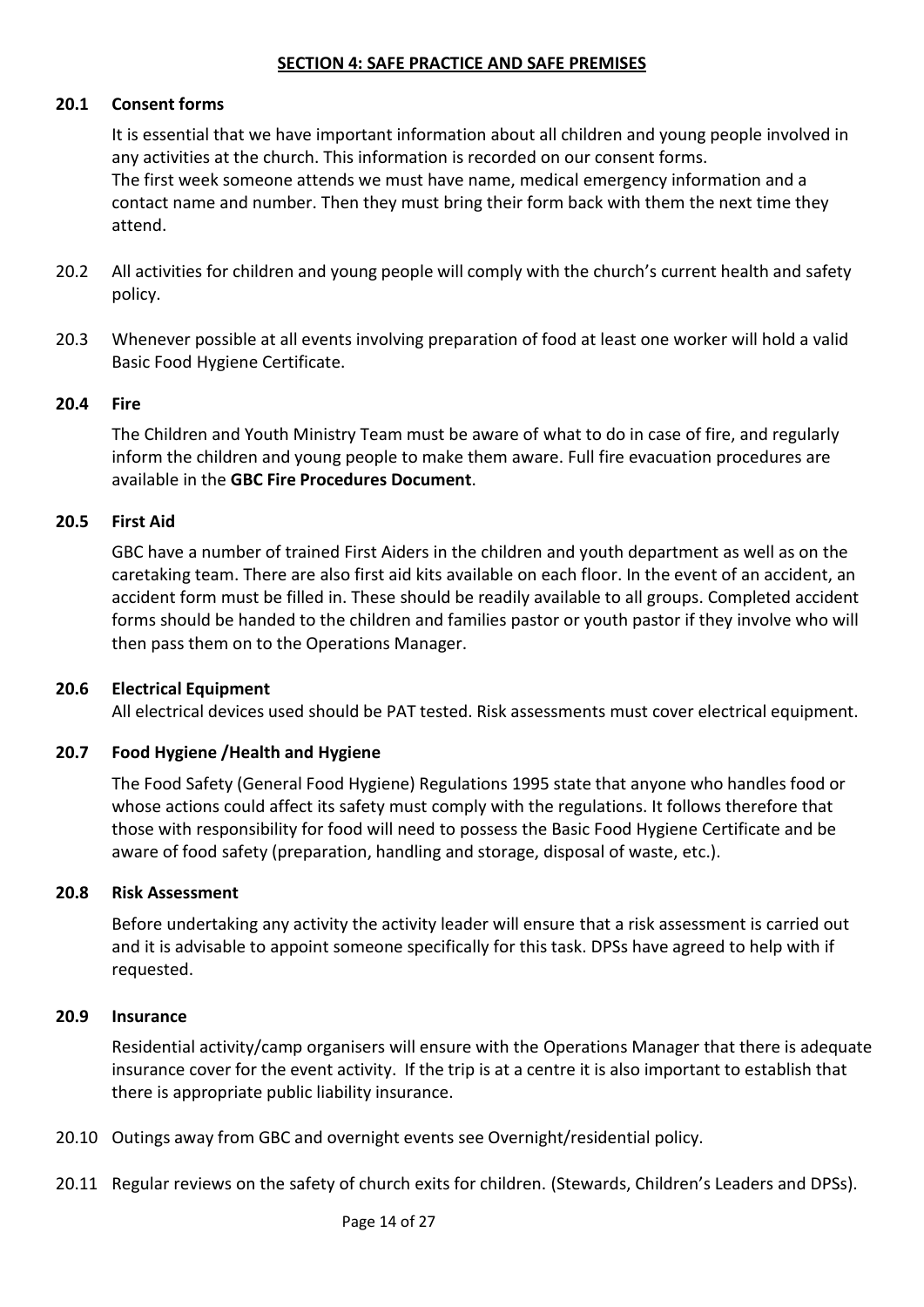**SECTION 4: SAFE PRACTICE AND SAFE PREMISES**

**20.1 Consent forms**

It is essential that we have important information about all children and young people involved in any activities at the church. This information is recorded on our consent forms.
The first week someone attends we must have name, medical emergency information and a contact name and number. Then they must bring their form back with them the next time they attend.

20.2 All activities for children and young people will comply with the church's current health and safety policy.

20.3 Whenever possible at all events involving preparation of food at least one worker will hold a valid Basic Food Hygiene Certificate.

**20.4 Fire**

The Children and Youth Ministry Team must be aware of what to do in case of fire, and regularly inform the children and young people to make them aware. Full fire evacuation procedures are available in the **GBC Fire Procedures Document**.

**20.5 First Aid**

GBC have a number of trained First Aiders in the children and youth department as well as on the caretaking team. There are also first aid kits available on each floor. In the event of an accident, an accident form must be filled in. These should be readily available to all groups. Completed accident forms should be handed to the children and families pastor or youth pastor if they involve who will then pass them on to the Operations Manager.

**20.6 Electrical Equipment**

All electrical devices used should be PAT tested. Risk assessments must cover electrical equipment.

**20.7 Food Hygiene /Health and Hygiene**

The Food Safety (General Food Hygiene) Regulations 1995 state that anyone who handles food or whose actions could affect its safety must comply with the regulations. It follows therefore that those with responsibility for food will need to possess the Basic Food Hygiene Certificate and be aware of food safety (preparation, handling and storage, disposal of waste, etc.).

**20.8 Risk Assessment**

Before undertaking any activity the activity leader will ensure that a risk assessment is carried out and it is advisable to appoint someone specifically for this task. DPSs have agreed to help with if requested.

**20.9 Insurance**

Residential activity/camp organisers will ensure with the Operations Manager that there is adequate insurance cover for the event activity. If the trip is at a centre it is also important to establish that there is appropriate public liability insurance.

20.10 Outings away from GBC and overnight events see Overnight/residential policy.

20.11 Regular reviews on the safety of church exits for children. (Stewards, Children's Leaders and DPSs).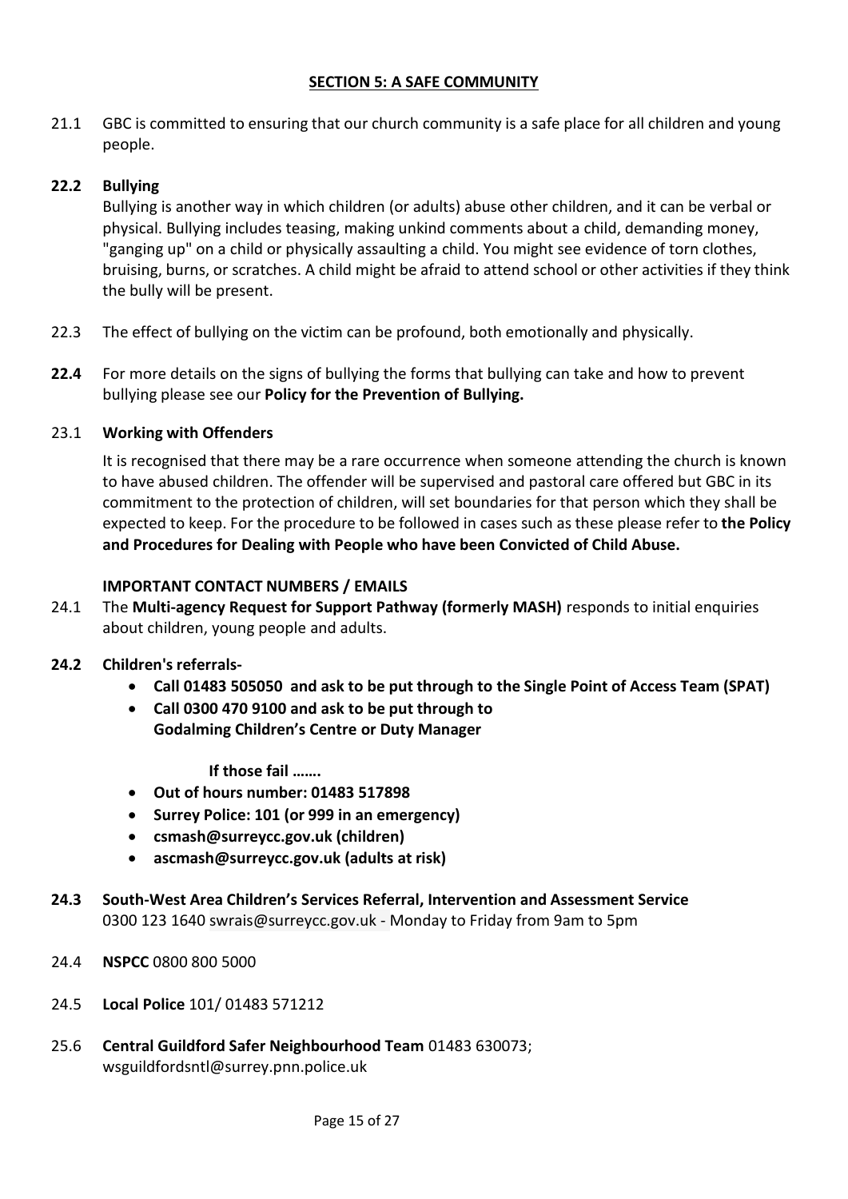## SECTION 5: A SAFE COMMUNITY

21.1 GBC is committed to ensuring that our church community is a safe place for all children and young people.

**22.2 Bullying**

Bullying is another way in which children (or adults) abuse other children, and it can be verbal or physical. Bullying includes teasing, making unkind comments about a child, demanding money, "ganging up" on a child or physically assaulting a child. You might see evidence of torn clothes, bruising, burns, or scratches. A child might be afraid to attend school or other activities if they think the bully will be present.

22.3 The effect of bullying on the victim can be profound, both emotionally and physically.

**22.4** For more details on the signs of bullying the forms that bullying can take and how to prevent bullying please see our **Policy for the Prevention of Bullying.**

23.1 **Working with Offenders**

It is recognised that there may be a rare occurrence when someone attending the church is known to have abused children. The offender will be supervised and pastoral care offered but GBC in its commitment to the protection of children, will set boundaries for that person which they shall be expected to keep. For the procedure to be followed in cases such as these please refer to **the Policy and Procedures for Dealing with People who have been Convicted of Child Abuse.**

**IMPORTANT CONTACT NUMBERS / EMAILS**

24.1 The **Multi-agency Request for Support Pathway (formerly MASH)** responds to initial enquiries about children, young people and adults.

**24.2 Children's referrals-**

- **Call 01483 505050 and ask to be put through to the Single Point of Access Team (SPAT)**
- **Call 0300 470 9100 and ask to be put through to Godalming Children's Centre or Duty Manager**

**If those fail …….**

- **Out of hours number: 01483 517898**
- **Surrey Police: 101 (or 999 in an emergency)**
- **csmash@surreycc.gov.uk (children)**
- **ascmash@surreycc.gov.uk (adults at risk)**

**24.3 South-West Area Children's Services Referral, Intervention and Assessment Service**
0300 123 1640 swrais@surreycc.gov.uk - Monday to Friday from 9am to 5pm

24.4 **NSPCC** 0800 800 5000

24.5 **Local Police** 101/ 01483 571212

25.6 **Central Guildford Safer Neighbourhood Team** 01483 630073; wsguildfordsntl@surrey.pnn.police.uk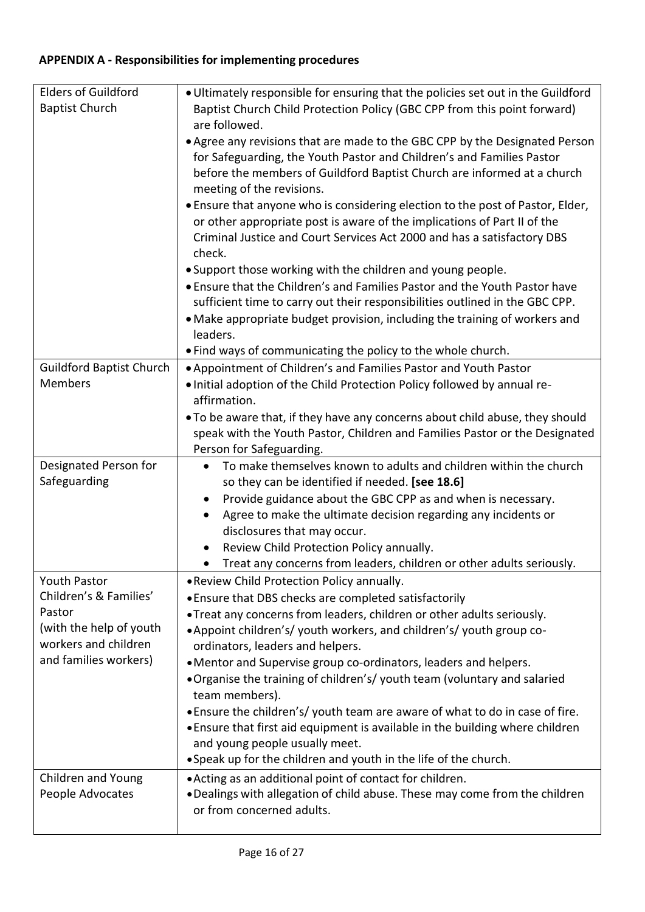**APPENDIX A - Responsibilities for implementing procedures**

| | |
|---|---|
| Elders of Guildford Baptist Church | • Ultimately responsible for ensuring that the policies set out in the Guildford Baptist Church Child Protection Policy (GBC CPP from this point forward) are followed.<br>• Agree any revisions that are made to the GBC CPP by the Designated Person for Safeguarding, the Youth Pastor and Children's and Families Pastor before the members of Guildford Baptist Church are informed at a church meeting of the revisions.<br>• Ensure that anyone who is considering election to the post of Pastor, Elder, or other appropriate post is aware of the implications of Part II of the Criminal Justice and Court Services Act 2000 and has a satisfactory DBS check.<br>• Support those working with the children and young people.<br>• Ensure that the Children's and Families Pastor and the Youth Pastor have sufficient time to carry out their responsibilities outlined in the GBC CPP.<br>• Make appropriate budget provision, including the training of workers and leaders.<br>• Find ways of communicating the policy to the whole church. |
| Guildford Baptist Church Members | • Appointment of Children's and Families Pastor and Youth Pastor<br>• Initial adoption of the Child Protection Policy followed by annual re-affirmation.<br>• To be aware that, if they have any concerns about child abuse, they should speak with the Youth Pastor, Children and Families Pastor or the Designated Person for Safeguarding. |
| Designated Person for Safeguarding | • To make themselves known to adults and children within the church so they can be identified if needed. **[see 18.6]**<br>• Provide guidance about the GBC CPP as and when is necessary.<br>• Agree to make the ultimate decision regarding any incidents or disclosures that may occur.<br>• Review Child Protection Policy annually.<br>• Treat any concerns from leaders, children or other adults seriously. |
| Youth Pastor<br>Children's & Families' Pastor<br>(with the help of youth workers and children and families workers) | • Review Child Protection Policy annually.<br>• Ensure that DBS checks are completed satisfactorily<br>• Treat any concerns from leaders, children or other adults seriously.<br>• Appoint children's/ youth workers, and children's/ youth group co-ordinators, leaders and helpers.<br>• Mentor and Supervise group co-ordinators, leaders and helpers.<br>• Organise the training of children's/ youth team (voluntary and salaried team members).<br>• Ensure the children's/ youth team are aware of what to do in case of fire.<br>• Ensure that first aid equipment is available in the building where children and young people usually meet.<br>• Speak up for the children and youth in the life of the church. |
| Children and Young People Advocates | • Acting as an additional point of contact for children.<br>• Dealings with allegation of child abuse. These may come from the children or from concerned adults. |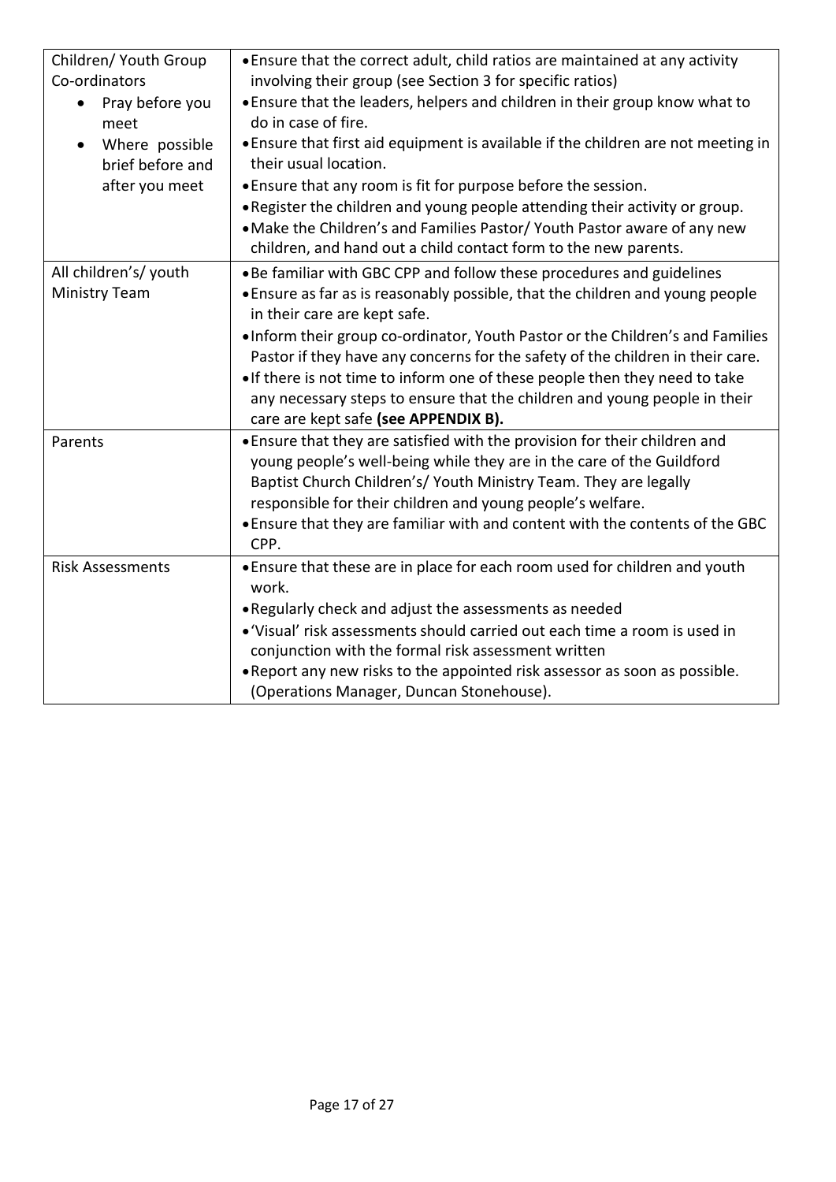| | |
|---|---|
| Children/ Youth Group Co-ordinators<br>• Pray before you meet<br>• Where possible brief before and after you meet | • Ensure that the correct adult, child ratios are maintained at any activity involving their group (see Section 3 for specific ratios)<br>• Ensure that the leaders, helpers and children in their group know what to do in case of fire.<br>• Ensure that first aid equipment is available if the children are not meeting in their usual location.<br>• Ensure that any room is fit for purpose before the session.<br>• Register the children and young people attending their activity or group.<br>• Make the Children's and Families Pastor/ Youth Pastor aware of any new children, and hand out a child contact form to the new parents. |
| All children's/ youth Ministry Team | • Be familiar with GBC CPP and follow these procedures and guidelines<br>• Ensure as far as is reasonably possible, that the children and young people in their care are kept safe.<br>• Inform their group co-ordinator, Youth Pastor or the Children's and Families Pastor if they have any concerns for the safety of the children in their care.<br>• If there is not time to inform one of these people then they need to take any necessary steps to ensure that the children and young people in their care are kept safe **(see APPENDIX B).** |
| Parents | • Ensure that they are satisfied with the provision for their children and young people's well-being while they are in the care of the Guildford Baptist Church Children's/ Youth Ministry Team. They are legally responsible for their children and young people's welfare.<br>• Ensure that they are familiar with and content with the contents of the GBC CPP. |
| Risk Assessments | • Ensure that these are in place for each room used for children and youth work.<br>• Regularly check and adjust the assessments as needed<br>• 'Visual' risk assessments should carried out each time a room is used in conjunction with the formal risk assessment written<br>• Report any new risks to the appointed risk assessor as soon as possible. (Operations Manager, Duncan Stonehouse). |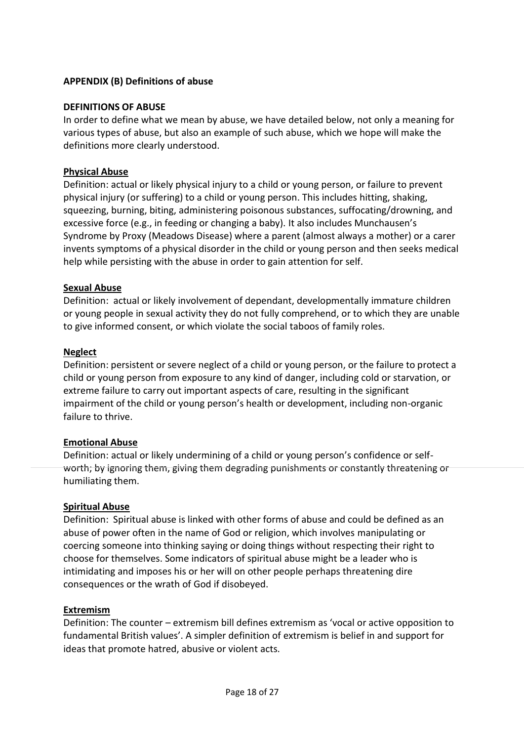**APPENDIX (B) Definitions of abuse**

**DEFINITIONS OF ABUSE**

In order to define what we mean by abuse, we have detailed below, not only a meaning for various types of abuse, but also an example of such abuse, which we hope will make the definitions more clearly understood.

**Physical Abuse**

Definition: actual or likely physical injury to a child or young person, or failure to prevent physical injury (or suffering) to a child or young person. This includes hitting, shaking, squeezing, burning, biting, administering poisonous substances, suffocating/drowning, and excessive force (e.g., in feeding or changing a baby). It also includes Munchausen's Syndrome by Proxy (Meadows Disease) where a parent (almost always a mother) or a carer invents symptoms of a physical disorder in the child or young person and then seeks medical help while persisting with the abuse in order to gain attention for self.

**Sexual Abuse**

Definition: actual or likely involvement of dependant, developmentally immature children or young people in sexual activity they do not fully comprehend, or to which they are unable to give informed consent, or which violate the social taboos of family roles.

**Neglect**

Definition: persistent or severe neglect of a child or young person, or the failure to protect a child or young person from exposure to any kind of danger, including cold or starvation, or extreme failure to carry out important aspects of care, resulting in the significant impairment of the child or young person's health or development, including non-organic failure to thrive.

**Emotional Abuse**

Definition: actual or likely undermining of a child or young person's confidence or self-worth; by ignoring them, giving them degrading punishments or constantly threatening or humiliating them.

**Spiritual Abuse**

Definition: Spiritual abuse is linked with other forms of abuse and could be defined as an abuse of power often in the name of God or religion, which involves manipulating or coercing someone into thinking saying or doing things without respecting their right to choose for themselves. Some indicators of spiritual abuse might be a leader who is intimidating and imposes his or her will on other people perhaps threatening dire consequences or the wrath of God if disobeyed.

**Extremism**

Definition: The counter – extremism bill defines extremism as 'vocal or active opposition to fundamental British values'. A simpler definition of extremism is belief in and support for ideas that promote hatred, abusive or violent acts.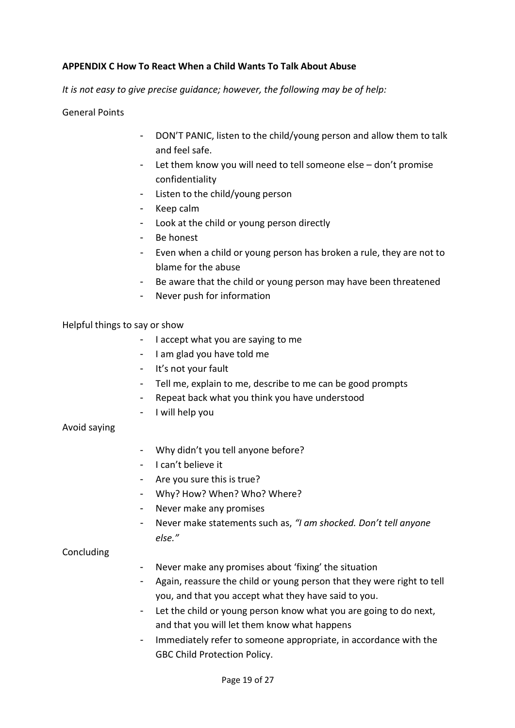**APPENDIX C How To React When a Child Wants To Talk About Abuse**

*It is not easy to give precise guidance; however, the following may be of help:*

General Points

- DON'T PANIC, listen to the child/young person and allow them to talk and feel safe.
- Let them know you will need to tell someone else – don't promise confidentiality
- Listen to the child/young person
- Keep calm
- Look at the child or young person directly
- Be honest
- Even when a child or young person has broken a rule, they are not to blame for the abuse
- Be aware that the child or young person may have been threatened
- Never push for information

Helpful things to say or show

- I accept what you are saying to me
- I am glad you have told me
- It's not your fault
- Tell me, explain to me, describe to me can be good prompts
- Repeat back what you think you have understood
- I will help you

Avoid saying

- Why didn't you tell anyone before?
- I can't believe it
- Are you sure this is true?
- Why? How? When? Who? Where?
- Never make any promises
- Never make statements such as, *"I am shocked. Don't tell anyone else."*

Concluding

- Never make any promises about 'fixing' the situation
- Again, reassure the child or young person that they were right to tell you, and that you accept what they have said to you.
- Let the child or young person know what you are going to do next, and that you will let them know what happens
- Immediately refer to someone appropriate, in accordance with the GBC Child Protection Policy.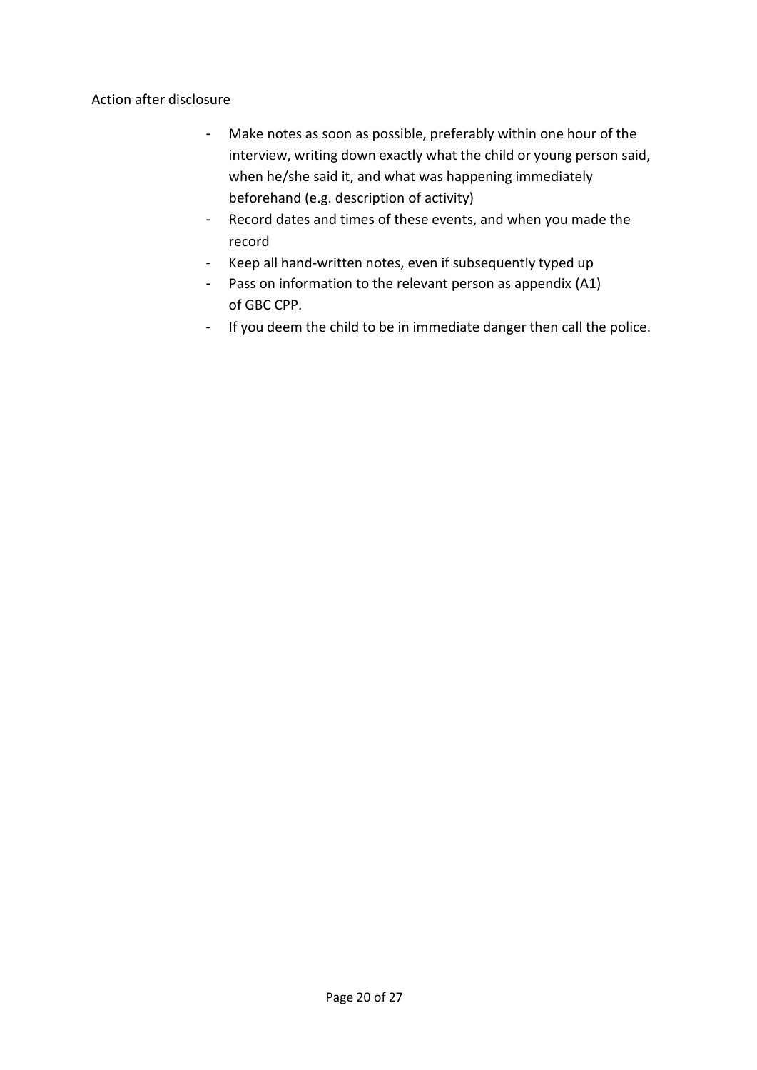Action after disclosure

- Make notes as soon as possible, preferably within one hour of the interview, writing down exactly what the child or young person said, when he/she said it, and what was happening immediately beforehand (e.g. description of activity)
- Record dates and times of these events, and when you made the record
- Keep all hand-written notes, even if subsequently typed up
- Pass on information to the relevant person as appendix (A1) of GBC CPP.
- If you deem the child to be in immediate danger then call the police.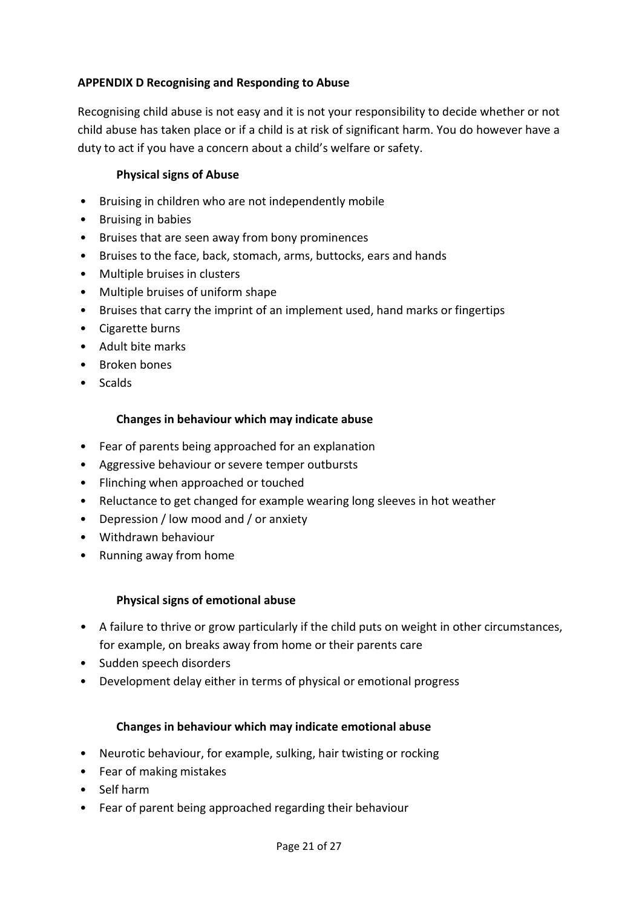**APPENDIX D Recognising and Responding to Abuse**

Recognising child abuse is not easy and it is not your responsibility to decide whether or not child abuse has taken place or if a child is at risk of significant harm. You do however have a duty to act if you have a concern about a child's welfare or safety.

**Physical signs of Abuse**

- Bruising in children who are not independently mobile
- Bruising in babies
- Bruises that are seen away from bony prominences
- Bruises to the face, back, stomach, arms, buttocks, ears and hands
- Multiple bruises in clusters
- Multiple bruises of uniform shape
- Bruises that carry the imprint of an implement used, hand marks or fingertips
- Cigarette burns
- Adult bite marks
- Broken bones
- Scalds

**Changes in behaviour which may indicate abuse**

- Fear of parents being approached for an explanation
- Aggressive behaviour or severe temper outbursts
- Flinching when approached or touched
- Reluctance to get changed for example wearing long sleeves in hot weather
- Depression / low mood and / or anxiety
- Withdrawn behaviour
- Running away from home

**Physical signs of emotional abuse**

- A failure to thrive or grow particularly if the child puts on weight in other circumstances, for example, on breaks away from home or their parents care
- Sudden speech disorders
- Development delay either in terms of physical or emotional progress

**Changes in behaviour which may indicate emotional abuse**

- Neurotic behaviour, for example, sulking, hair twisting or rocking
- Fear of making mistakes
- Self harm
- Fear of parent being approached regarding their behaviour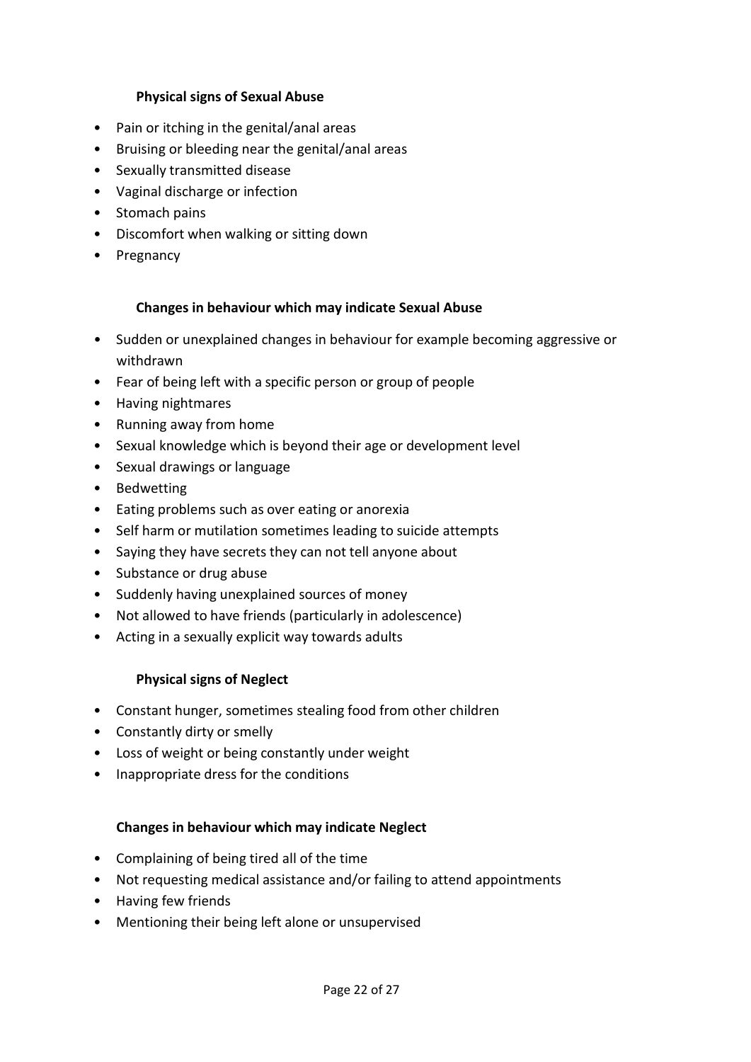### Physical signs of Sexual Abuse

- Pain or itching in the genital/anal areas
- Bruising or bleeding near the genital/anal areas
- Sexually transmitted disease
- Vaginal discharge or infection
- Stomach pains
- Discomfort when walking or sitting down
- Pregnancy

### Changes in behaviour which may indicate Sexual Abuse

- Sudden or unexplained changes in behaviour for example becoming aggressive or withdrawn
- Fear of being left with a specific person or group of people
- Having nightmares
- Running away from home
- Sexual knowledge which is beyond their age or development level
- Sexual drawings or language
- Bedwetting
- Eating problems such as over eating or anorexia
- Self harm or mutilation sometimes leading to suicide attempts
- Saying they have secrets they can not tell anyone about
- Substance or drug abuse
- Suddenly having unexplained sources of money
- Not allowed to have friends (particularly in adolescence)
- Acting in a sexually explicit way towards adults

### Physical signs of Neglect

- Constant hunger, sometimes stealing food from other children
- Constantly dirty or smelly
- Loss of weight or being constantly under weight
- Inappropriate dress for the conditions

### Changes in behaviour which may indicate Neglect

- Complaining of being tired all of the time
- Not requesting medical assistance and/or failing to attend appointments
- Having few friends
- Mentioning their being left alone or unsupervised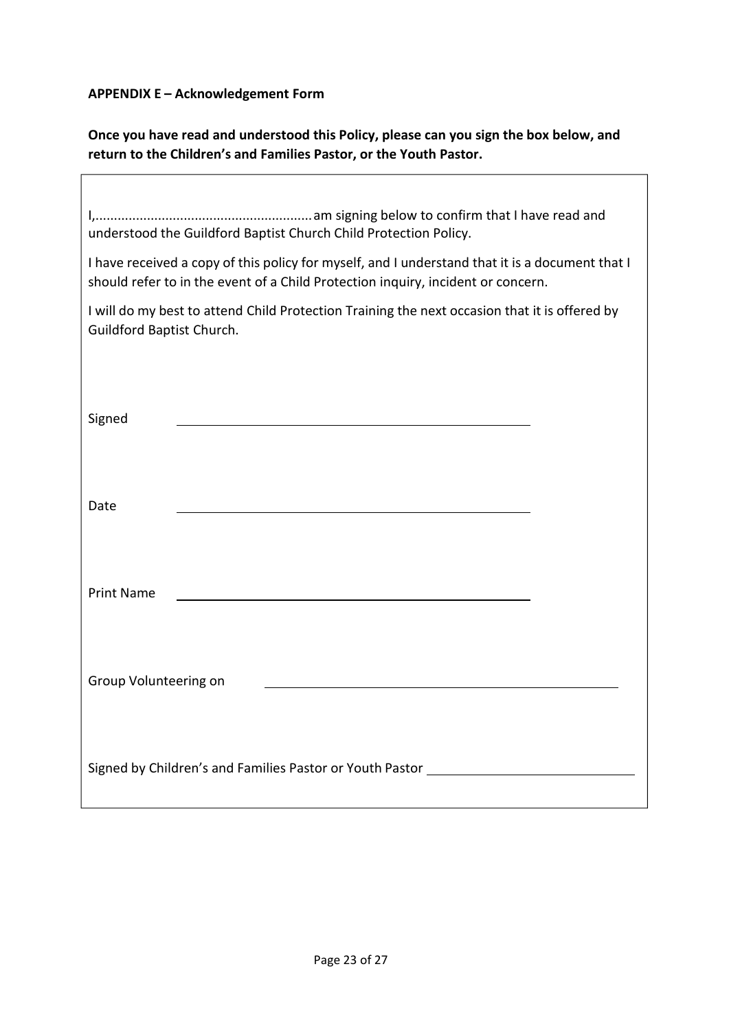**APPENDIX E – Acknowledgement Form**

**Once you have read and understood this Policy, please can you sign the box below, and return to the Children's and Families Pastor, or the Youth Pastor.**

I,.......................................................... am signing below to confirm that I have read and understood the Guildford Baptist Church Child Protection Policy.

I have received a copy of this policy for myself, and I understand that it is a document that I should refer to in the event of a Child Protection inquiry, incident or concern.

I will do my best to attend Child Protection Training the next occasion that it is offered by Guildford Baptist Church.

Signed ______________________________________________

Date ______________________________________________

Print Name ______________________________________________

Group Volunteering on ______________________________________________

Signed by Children's and Families Pastor or Youth Pastor ____________________________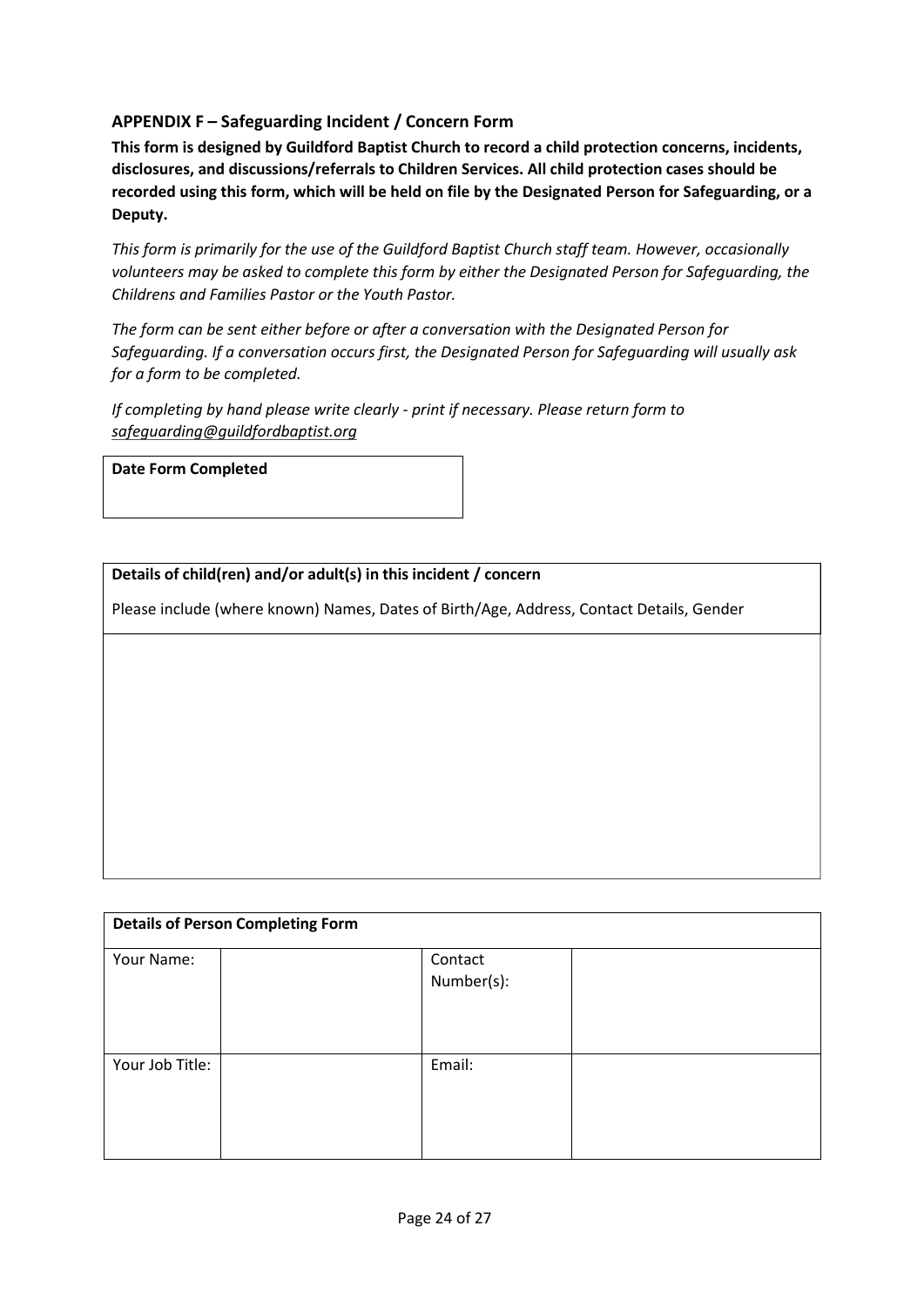### APPENDIX F – Safeguarding Incident / Concern Form

**This form is designed by Guildford Baptist Church to record a child protection concerns, incidents, disclosures, and discussions/referrals to Children Services. All child protection cases should be recorded using this form, which will be held on file by the Designated Person for Safeguarding, or a Deputy.**

*This form is primarily for the use of the Guildford Baptist Church staff team. However, occasionally volunteers may be asked to complete this form by either the Designated Person for Safeguarding, the Childrens and Families Pastor or the Youth Pastor.*

*The form can be sent either before or after a conversation with the Designated Person for Safeguarding. If a conversation occurs first, the Designated Person for Safeguarding will usually ask for a form to be completed.*

*If completing by hand please write clearly - print if necessary. Please return form to safeguarding@guildfordbaptist.org*

| **Date Form Completed** |
| --- |
| |

| **Details of child(ren) and/or adult(s) in this incident / concern**<br><br>Please include (where known) Names, Dates of Birth/Age, Address, Contact Details, Gender |
| --- |
| |

| **Details of Person Completing Form** | | | |
| --- | --- | --- | --- |
| Your Name: | | Contact Number(s): | |
| Your Job Title: | | Email: | |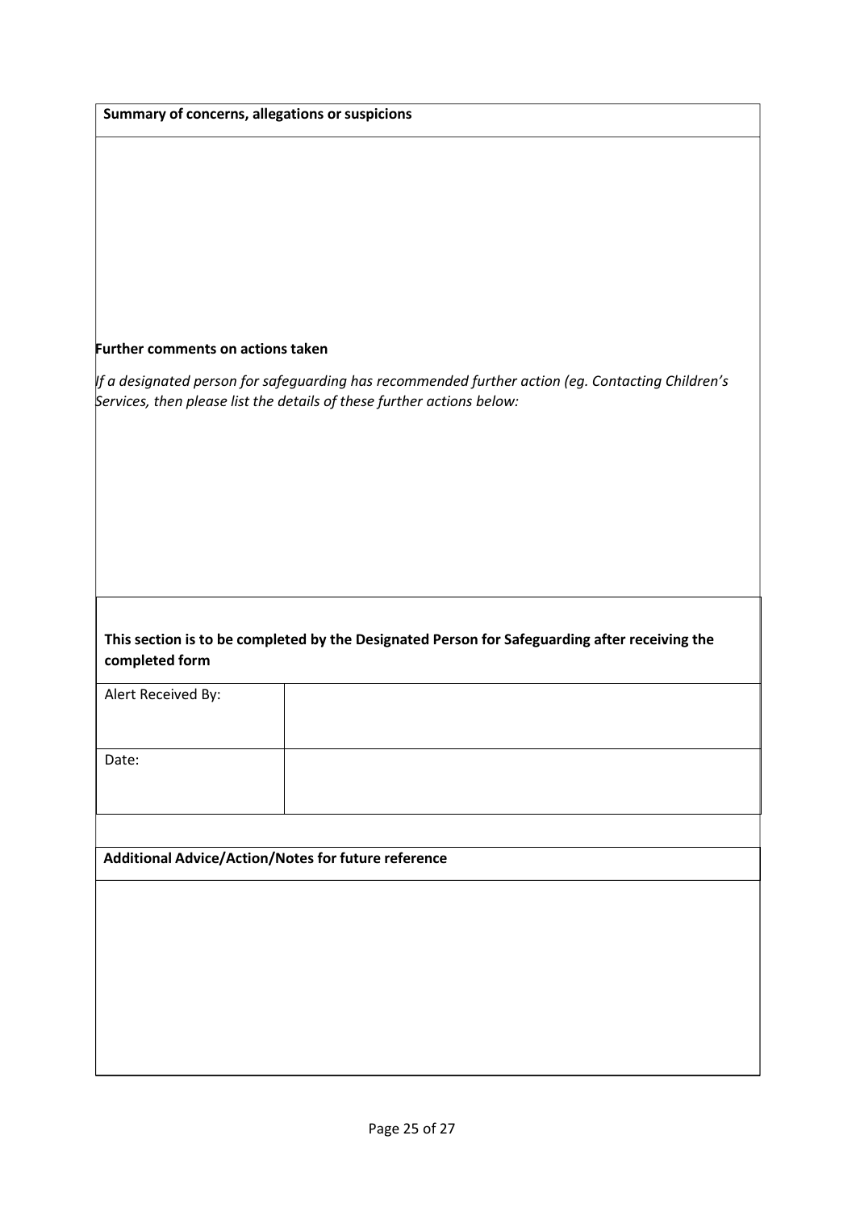**Summary of concerns, allegations or suspicions**

**Further comments on actions taken**

*If a designated person for safeguarding has recommended further action (eg. Contacting Children's Services, then please list the details of these further actions below:*

**This section is to be completed by the Designated Person for Safeguarding after receiving the completed form**

| Alert Received By: | |
|---|---|
| Date: | |

**Additional Advice/Action/Notes for future reference**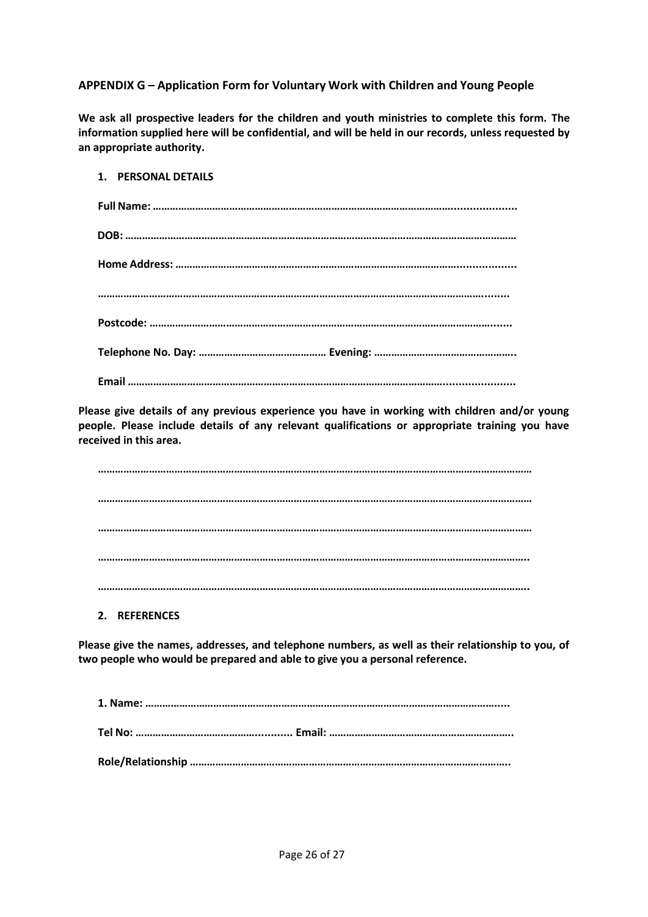## APPENDIX G – Application Form for Voluntary Work with Children and Young People

**We ask all prospective leaders for the children and youth ministries to complete this form. The information supplied here will be confidential, and will be held in our records, unless requested by an appropriate authority.**

### 1. PERSONAL DETAILS

**Full Name: ………………………………………………………………………………………………….................**

**DOB: ……………………………………………………………………………………………………………………………**

**Home Address: ………………………………………………………………………………………….................**

**……………………………………………………………………………………………………………………..........**

**Postcode: ………………………………………………………………………………………………………….......**

**Telephone No. Day: ……………………………………… Evening: …………………………………………..**

**Email ……………………………………………………………………………………………….....................**

**Please give details of any previous experience you have in working with children and/or young people. Please include details of any relevant qualifications or appropriate training you have received in this area.**

**……………………………………………………………………………………………………………………………………**

**……………………………………………………………………………………………………………………………………**

**……………………………………………………………………………………………………………………………………**

**…………………………………………………………………………………………………………………………………..**

**…………………………………………………………………………………………………………………………………..**

### 2. REFERENCES

**Please give the names, addresses, and telephone numbers, as well as their relationship to you, of two people who would be prepared and able to give you a personal reference.**

**1. Name: ………………………………………………………………………………………………………......**

**Tel No: ………………………………….......... Email: ………………………………………………………..**

**Role/Relationship ………………………………………………………………………………………………..**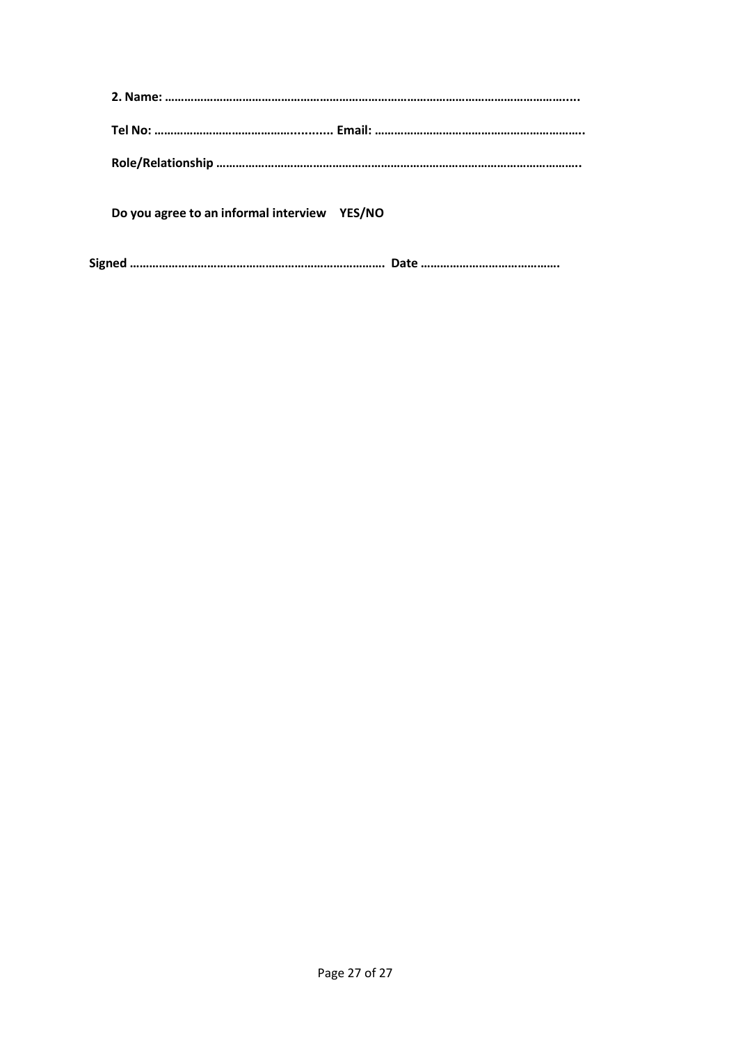**2. Name: ……………………………………………………………………………………………………………...**

**Tel No: ………………………………….......... Email: ……………………………………………………….**

**Role/Relationship ………………………………………………………………………………………………….**

**Do you agree to an informal interview YES/NO**

**Signed …………………………………………………………………… Date …………………………………….**